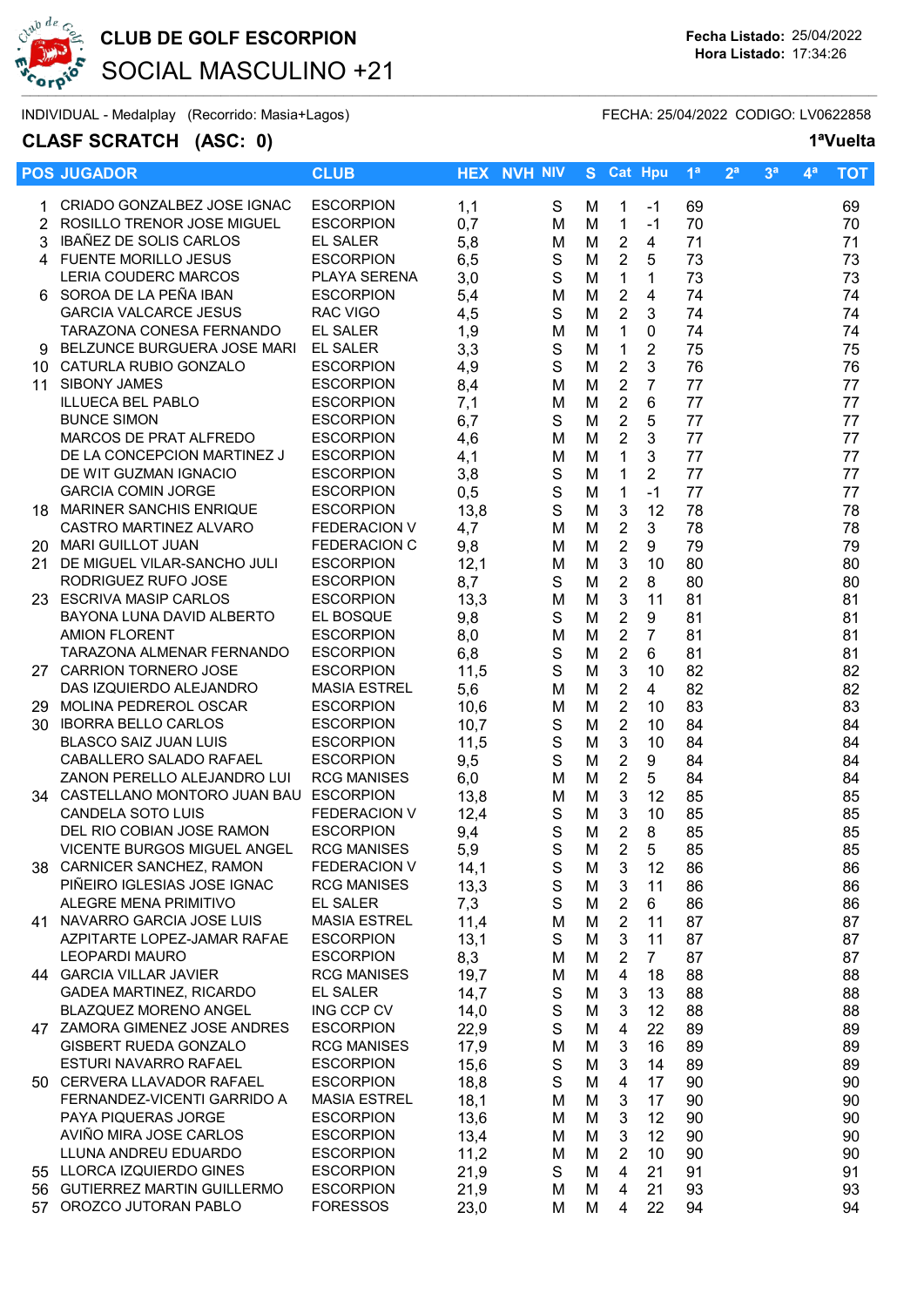# CLUB DE GOLF ESCORPION

## SOCIAL MASCULINO +21

Fecha Listado: 25/04/2022
Hora Listado: 17:34:26

INDIVIDUAL - Medalplay (Recorrido: Masia+Lagos)

FECHA: 25/04/2022 CODIGO: LV0622858

**CLASF SCRATCH (ASC: 0)**

**1ªVuelta**

| POS | JUGADOR | CLUB | HEX | NVH | NIV | S | Cat | Hpu | 1ª | 2ª | 3ª | 4ª | TOT |
|---|---|---|---|---|---|---|---|---|---|---|---|---|---|
| 1 | CRIADO GONZALBEZ JOSE IGNAC | ESCORPION | 1,1 | | S | M | 1 | -1 | 69 | | | | 69 |
| 2 | ROSILLO TRENOR JOSE MIGUEL | ESCORPION | 0,7 | | M | M | 1 | -1 | 70 | | | | 70 |
| 3 | IBAÑEZ DE SOLIS CARLOS | EL SALER | 5,8 | | M | M | 2 | 4 | 71 | | | | 71 |
| 4 | FUENTE MORILLO JESUS | ESCORPION | 6,5 | | S | M | 2 | 5 | 73 | | | | 73 |
| | LERIA COUDERC MARCOS | PLAYA SERENA | 3,0 | | S | M | 1 | 1 | 73 | | | | 73 |
| 6 | SOROA DE LA PEÑA IBAN | ESCORPION | 5,4 | | M | M | 2 | 4 | 74 | | | | 74 |
| | GARCIA VALCARCE JESUS | RAC VIGO | 4,5 | | S | M | 2 | 3 | 74 | | | | 74 |
| | TARAZONA CONESA FERNANDO | EL SALER | 1,9 | | M | M | 1 | 0 | 74 | | | | 74 |
| 9 | BELZUNCE BURGUERA JOSE MARI | EL SALER | 3,3 | | S | M | 1 | 2 | 75 | | | | 75 |
| 10 | CATURLA RUBIO GONZALO | ESCORPION | 4,9 | | S | M | 2 | 3 | 76 | | | | 76 |
| 11 | SIBONY JAMES | ESCORPION | 8,4 | | M | M | 2 | 7 | 77 | | | | 77 |
| | ILLUECA BEL PABLO | ESCORPION | 7,1 | | M | M | 2 | 6 | 77 | | | | 77 |
| | BUNCE SIMON | ESCORPION | 6,7 | | S | M | 2 | 5 | 77 | | | | 77 |
| | MARCOS DE PRAT ALFREDO | ESCORPION | 4,6 | | M | M | 2 | 3 | 77 | | | | 77 |
| | DE LA CONCEPCION MARTINEZ J | ESCORPION | 4,1 | | M | M | 1 | 3 | 77 | | | | 77 |
| | DE WIT GUZMAN IGNACIO | ESCORPION | 3,8 | | S | M | 1 | 2 | 77 | | | | 77 |
| | GARCIA COMIN JORGE | ESCORPION | 0,5 | | S | M | 1 | -1 | 77 | | | | 77 |
| 18 | MARINER SANCHIS ENRIQUE | ESCORPION | 13,8 | | S | M | 3 | 12 | 78 | | | | 78 |
| | CASTRO MARTINEZ ALVARO | FEDERACION V | 4,7 | | M | M | 2 | 3 | 78 | | | | 78 |
| 20 | MARI GUILLOT JUAN | FEDERACION C | 9,8 | | M | M | 2 | 9 | 79 | | | | 79 |
| 21 | DE MIGUEL VILAR-SANCHO JULI | ESCORPION | 12,1 | | M | M | 3 | 10 | 80 | | | | 80 |
| | RODRIGUEZ RUFO JOSE | ESCORPION | 8,7 | | S | M | 2 | 8 | 80 | | | | 80 |
| 23 | ESCRIVA MASIP CARLOS | ESCORPION | 13,3 | | M | M | 3 | 11 | 81 | | | | 81 |
| | BAYONA LUNA DAVID ALBERTO | EL BOSQUE | 9,8 | | S | M | 2 | 9 | 81 | | | | 81 |
| | AMION FLORENT | ESCORPION | 8,0 | | M | M | 2 | 7 | 81 | | | | 81 |
| | TARAZONA ALMENAR FERNANDO | ESCORPION | 6,8 | | S | M | 2 | 6 | 81 | | | | 81 |
| 27 | CARRION TORNERO JOSE | ESCORPION | 11,5 | | S | M | 3 | 10 | 82 | | | | 82 |
| | DAS IZQUIERDO ALEJANDRO | MASIA ESTREL | 5,6 | | M | M | 2 | 4 | 82 | | | | 82 |
| 29 | MOLINA PEDREROL OSCAR | ESCORPION | 10,6 | | M | M | 2 | 10 | 83 | | | | 83 |
| 30 | IBORRA BELLO CARLOS | ESCORPION | 10,7 | | S | M | 2 | 10 | 84 | | | | 84 |
| | BLASCO SAIZ JUAN LUIS | ESCORPION | 11,5 | | S | M | 3 | 10 | 84 | | | | 84 |
| | CABALLERO SALADO RAFAEL | ESCORPION | 9,5 | | S | M | 2 | 9 | 84 | | | | 84 |
| | ZANON PERELLO ALEJANDRO LUI | RCG MANISES | 6,0 | | M | M | 2 | 5 | 84 | | | | 84 |
| 34 | CASTELLANO MONTORO JUAN BAU | ESCORPION | 13,8 | | M | M | 3 | 12 | 85 | | | | 85 |
| | CANDELA SOTO LUIS | FEDERACION V | 12,4 | | S | M | 3 | 10 | 85 | | | | 85 |
| | DEL RIO COBIAN JOSE RAMON | ESCORPION | 9,4 | | S | M | 2 | 8 | 85 | | | | 85 |
| | VICENTE BURGOS MIGUEL ANGEL | RCG MANISES | 5,9 | | S | M | 2 | 5 | 85 | | | | 85 |
| 38 | CARNICER SANCHEZ, RAMON | FEDERACION V | 14,1 | | S | M | 3 | 12 | 86 | | | | 86 |
| | PIÑEIRO IGLESIAS JOSE IGNAC | RCG MANISES | 13,3 | | S | M | 3 | 11 | 86 | | | | 86 |
| | ALEGRE MENA PRIMITIVO | EL SALER | 7,3 | | S | M | 2 | 6 | 86 | | | | 86 |
| 41 | NAVARRO GARCIA JOSE LUIS | MASIA ESTREL | 11,4 | | M | M | 2 | 11 | 87 | | | | 87 |
| | AZPITARTE LOPEZ-JAMAR RAFAE | ESCORPION | 13,1 | | S | M | 3 | 11 | 87 | | | | 87 |
| | LEOPARDI MAURO | ESCORPION | 8,3 | | M | M | 2 | 7 | 87 | | | | 87 |
| 44 | GARCIA VILLAR JAVIER | RCG MANISES | 19,7 | | M | M | 4 | 18 | 88 | | | | 88 |
| | GADEA MARTINEZ, RICARDO | EL SALER | 14,7 | | S | M | 3 | 13 | 88 | | | | 88 |
| | BLAZQUEZ MORENO ANGEL | ING CCP CV | 14,0 | | S | M | 3 | 12 | 88 | | | | 88 |
| 47 | ZAMORA GIMENEZ JOSE ANDRES | ESCORPION | 22,9 | | S | M | 4 | 22 | 89 | | | | 89 |
| | GISBERT RUEDA GONZALO | RCG MANISES | 17,9 | | M | M | 3 | 16 | 89 | | | | 89 |
| | ESTURI NAVARRO RAFAEL | ESCORPION | 15,6 | | S | M | 3 | 14 | 89 | | | | 89 |
| 50 | CERVERA LLAVADOR RAFAEL | ESCORPION | 18,8 | | S | M | 4 | 17 | 90 | | | | 90 |
| | FERNANDEZ-VICENTI GARRIDO A | MASIA ESTREL | 18,1 | | M | M | 3 | 17 | 90 | | | | 90 |
| | PAYA PIQUERAS JORGE | ESCORPION | 13,6 | | M | M | 3 | 12 | 90 | | | | 90 |
| | AVIÑO MIRA JOSE CARLOS | ESCORPION | 13,4 | | M | M | 3 | 12 | 90 | | | | 90 |
| | LLUNA ANDREU EDUARDO | ESCORPION | 11,2 | | M | M | 2 | 10 | 90 | | | | 90 |
| 55 | LLORCA IZQUIERDO GINES | ESCORPION | 21,9 | | S | M | 4 | 21 | 91 | | | | 91 |
| 56 | GUTIERREZ MARTIN GUILLERMO | ESCORPION | 21,9 | | M | M | 4 | 21 | 93 | | | | 93 |
| 57 | OROZCO JUTORAN PABLO | FORESSOS | 23,0 | | M | M | 4 | 22 | 94 | | | | 94 |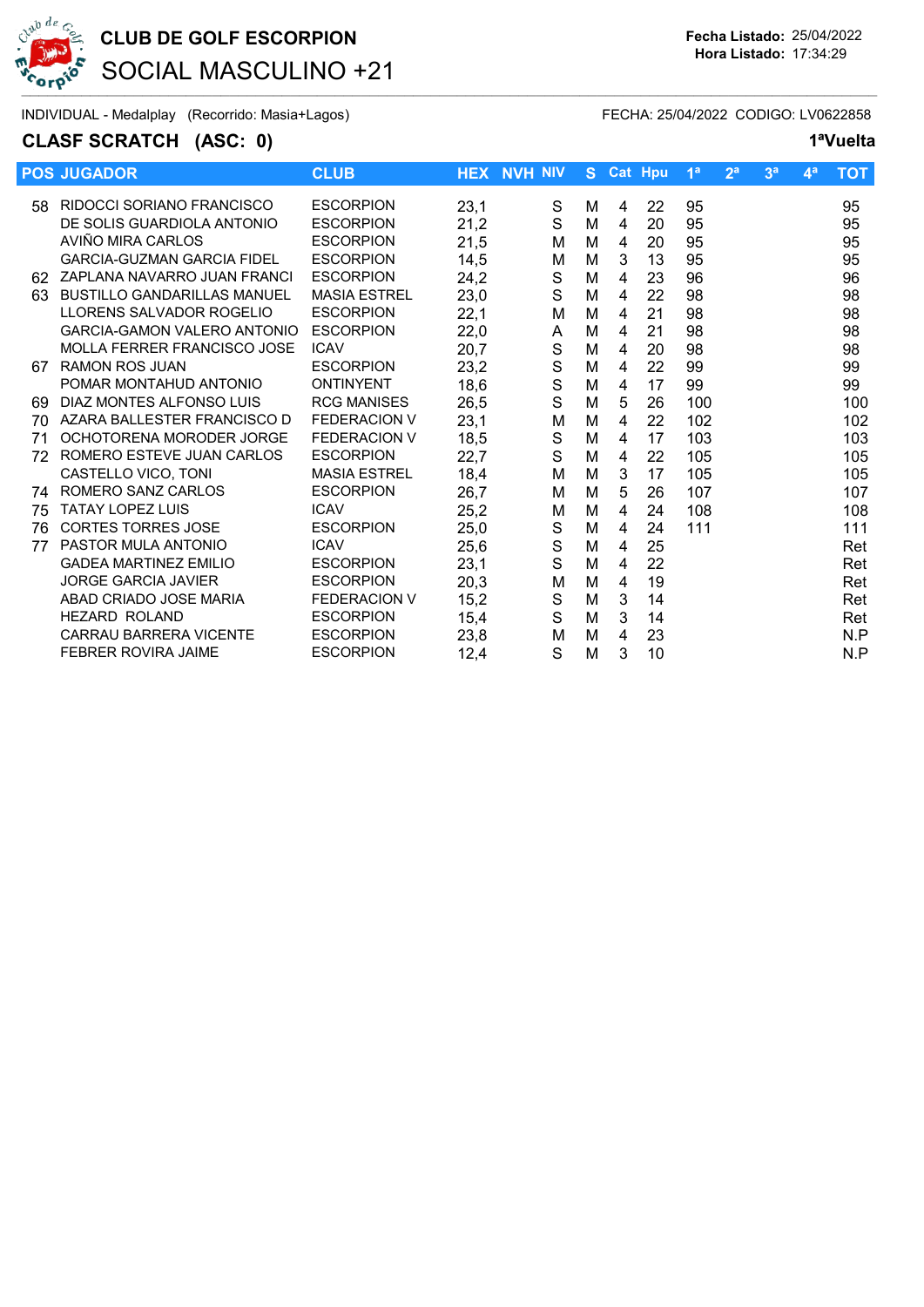# CLUB DE GOLF ESCORPION

## SOCIAL MASCULINO +21

**Fecha Listado:** 25/04/2022
**Hora Listado:** 17:34:29

INDIVIDUAL - Medalplay (Recorrido: Masia+Lagos)    FECHA: 25/04/2022 CODIGO: LV0622858

**CLASF SCRATCH (ASC: 0)**    **1ªVuelta**

| POS | JUGADOR | CLUB | HEX | NVH | NIV | S | Cat | Hpu | 1ª | 2ª | 3ª | 4ª | TOT |
|---|---|---|---|---|---|---|---|---|---|---|---|---|---|
| 58 | RIDOCCI SORIANO FRANCISCO | ESCORPION | 23,1 | | S | M | 4 | 22 | 95 | | | | 95 |
| | DE SOLIS GUARDIOLA ANTONIO | ESCORPION | 21,2 | | S | M | 4 | 20 | 95 | | | | 95 |
| | AVIÑO MIRA CARLOS | ESCORPION | 21,5 | | M | M | 4 | 20 | 95 | | | | 95 |
| | GARCIA-GUZMAN GARCIA FIDEL | ESCORPION | 14,5 | | M | M | 3 | 13 | 95 | | | | 95 |
| 62 | ZAPLANA NAVARRO JUAN FRANCI | ESCORPION | 24,2 | | S | M | 4 | 23 | 96 | | | | 96 |
| 63 | BUSTILLO GANDARILLAS MANUEL | MASIA ESTREL | 23,0 | | S | M | 4 | 22 | 98 | | | | 98 |
| | LLORENS SALVADOR ROGELIO | ESCORPION | 22,1 | | M | M | 4 | 21 | 98 | | | | 98 |
| | GARCIA-GAMON VALERO ANTONIO | ESCORPION | 22,0 | | A | M | 4 | 21 | 98 | | | | 98 |
| | MOLLA FERRER FRANCISCO JOSE | ICAV | 20,7 | | S | M | 4 | 20 | 98 | | | | 98 |
| 67 | RAMON ROS JUAN | ESCORPION | 23,2 | | S | M | 4 | 22 | 99 | | | | 99 |
| | POMAR MONTAHUD ANTONIO | ONTINYENT | 18,6 | | S | M | 4 | 17 | 99 | | | | 99 |
| 69 | DIAZ MONTES ALFONSO LUIS | RCG MANISES | 26,5 | | S | M | 5 | 26 | 100 | | | | 100 |
| 70 | AZARA BALLESTER FRANCISCO D | FEDERACION V | 23,1 | | M | M | 4 | 22 | 102 | | | | 102 |
| 71 | OCHOTORENA MORODER JORGE | FEDERACION V | 18,5 | | S | M | 4 | 17 | 103 | | | | 103 |
| 72 | ROMERO ESTEVE JUAN CARLOS | ESCORPION | 22,7 | | S | M | 4 | 22 | 105 | | | | 105 |
| | CASTELLO VICO, TONI | MASIA ESTREL | 18,4 | | M | M | 3 | 17 | 105 | | | | 105 |
| 74 | ROMERO SANZ CARLOS | ESCORPION | 26,7 | | M | M | 5 | 26 | 107 | | | | 107 |
| 75 | TATAY LOPEZ LUIS | ICAV | 25,2 | | M | M | 4 | 24 | 108 | | | | 108 |
| 76 | CORTES TORRES JOSE | ESCORPION | 25,0 | | S | M | 4 | 24 | 111 | | | | 111 |
| 77 | PASTOR MULA ANTONIO | ICAV | 25,6 | | S | M | 4 | 25 | | | | | Ret |
| | GADEA MARTINEZ EMILIO | ESCORPION | 23,1 | | S | M | 4 | 22 | | | | | Ret |
| | JORGE GARCIA JAVIER | ESCORPION | 20,3 | | M | M | 4 | 19 | | | | | Ret |
| | ABAD CRIADO JOSE MARIA | FEDERACION V | 15,2 | | S | M | 3 | 14 | | | | | Ret |
| | HEZARD ROLAND | ESCORPION | 15,4 | | S | M | 3 | 14 | | | | | Ret |
| | CARRAU BARRERA VICENTE | ESCORPION | 23,8 | | M | M | 4 | 23 | | | | | N.P |
| | FEBRER ROVIRA JAIME | ESCORPION | 12,4 | | S | M | 3 | 10 | | | | | N.P |